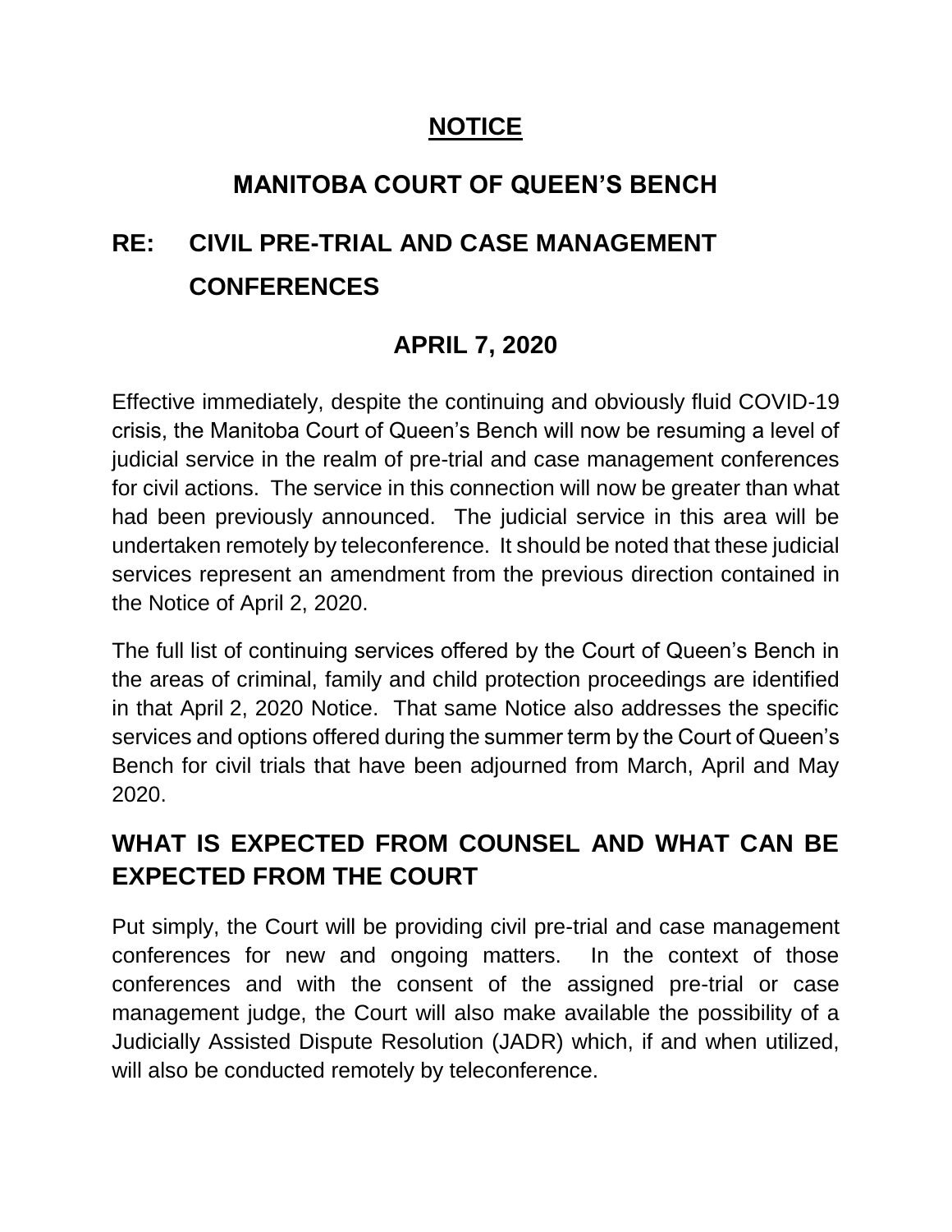# NOTICE

## MANITOBA COURT OF QUEEN'S BENCH

## RE: CIVIL PRE-TRIAL AND CASE MANAGEMENT CONFERENCES

## APRIL 7, 2020

Effective immediately, despite the continuing and obviously fluid COVID-19 crisis, the Manitoba Court of Queen's Bench will now be resuming a level of judicial service in the realm of pre-trial and case management conferences for civil actions. The service in this connection will now be greater than what had been previously announced. The judicial service in this area will be undertaken remotely by teleconference. It should be noted that these judicial services represent an amendment from the previous direction contained in the Notice of April 2, 2020.

The full list of continuing services offered by the Court of Queen's Bench in the areas of criminal, family and child protection proceedings are identified in that April 2, 2020 Notice. That same Notice also addresses the specific services and options offered during the summer term by the Court of Queen's Bench for civil trials that have been adjourned from March, April and May 2020.

## WHAT IS EXPECTED FROM COUNSEL AND WHAT CAN BE EXPECTED FROM THE COURT

Put simply, the Court will be providing civil pre-trial and case management conferences for new and ongoing matters. In the context of those conferences and with the consent of the assigned pre-trial or case management judge, the Court will also make available the possibility of a Judicially Assisted Dispute Resolution (JADR) which, if and when utilized, will also be conducted remotely by teleconference.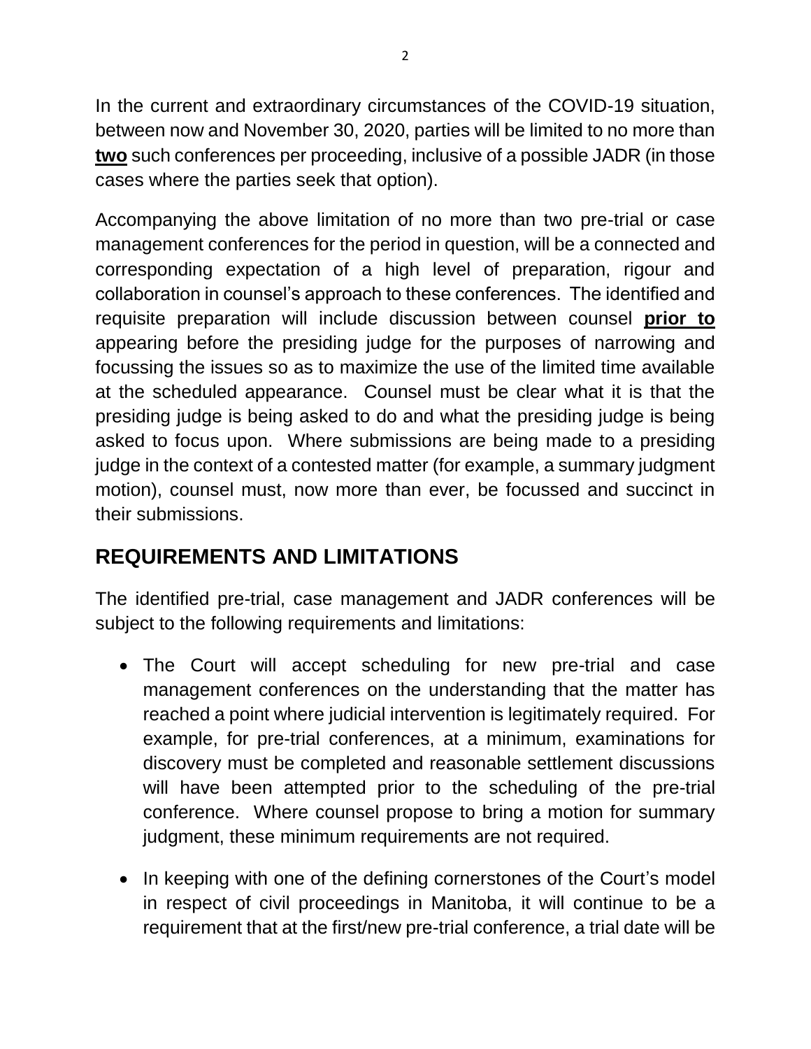In the current and extraordinary circumstances of the COVID-19 situation, between now and November 30, 2020, parties will be limited to no more than **two** such conferences per proceeding, inclusive of a possible JADR (in those cases where the parties seek that option).

Accompanying the above limitation of no more than two pre-trial or case management conferences for the period in question, will be a connected and corresponding expectation of a high level of preparation, rigour and collaboration in counsel's approach to these conferences. The identified and requisite preparation will include discussion between counsel **prior to** appearing before the presiding judge for the purposes of narrowing and focussing the issues so as to maximize the use of the limited time available at the scheduled appearance. Counsel must be clear what it is that the presiding judge is being asked to do and what the presiding judge is being asked to focus upon. Where submissions are being made to a presiding judge in the context of a contested matter (for example, a summary judgment motion), counsel must, now more than ever, be focussed and succinct in their submissions.

## REQUIREMENTS AND LIMITATIONS

The identified pre-trial, case management and JADR conferences will be subject to the following requirements and limitations:

- The Court will accept scheduling for new pre-trial and case management conferences on the understanding that the matter has reached a point where judicial intervention is legitimately required. For example, for pre-trial conferences, at a minimum, examinations for discovery must be completed and reasonable settlement discussions will have been attempted prior to the scheduling of the pre-trial conference. Where counsel propose to bring a motion for summary judgment, these minimum requirements are not required.
- In keeping with one of the defining cornerstones of the Court's model in respect of civil proceedings in Manitoba, it will continue to be a requirement that at the first/new pre-trial conference, a trial date will be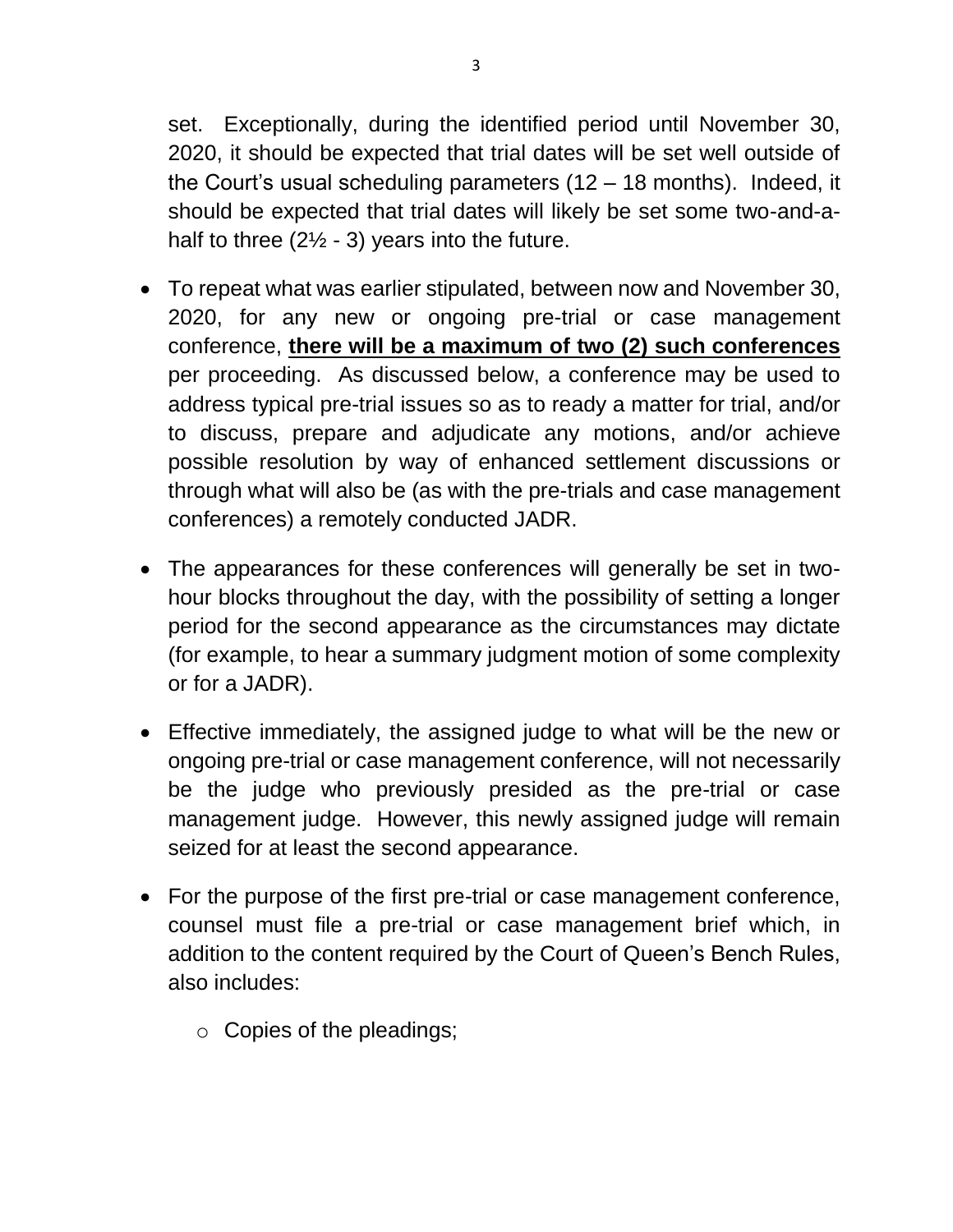set. Exceptionally, during the identified period until November 30, 2020, it should be expected that trial dates will be set well outside of the Court's usual scheduling parameters (12 – 18 months). Indeed, it should be expected that trial dates will likely be set some two-and-a-half to three (2½ - 3) years into the future.

- To repeat what was earlier stipulated, between now and November 30, 2020, for any new or ongoing pre-trial or case management conference, **there will be a maximum of two (2) such conferences** per proceeding. As discussed below, a conference may be used to address typical pre-trial issues so as to ready a matter for trial, and/or to discuss, prepare and adjudicate any motions, and/or achieve possible resolution by way of enhanced settlement discussions or through what will also be (as with the pre-trials and case management conferences) a remotely conducted JADR.

- The appearances for these conferences will generally be set in two-hour blocks throughout the day, with the possibility of setting a longer period for the second appearance as the circumstances may dictate (for example, to hear a summary judgment motion of some complexity or for a JADR).

- Effective immediately, the assigned judge to what will be the new or ongoing pre-trial or case management conference, will not necessarily be the judge who previously presided as the pre-trial or case management judge. However, this newly assigned judge will remain seized for at least the second appearance.

- For the purpose of the first pre-trial or case management conference, counsel must file a pre-trial or case management brief which, in addition to the content required by the Court of Queen's Bench Rules, also includes:

  - Copies of the pleadings;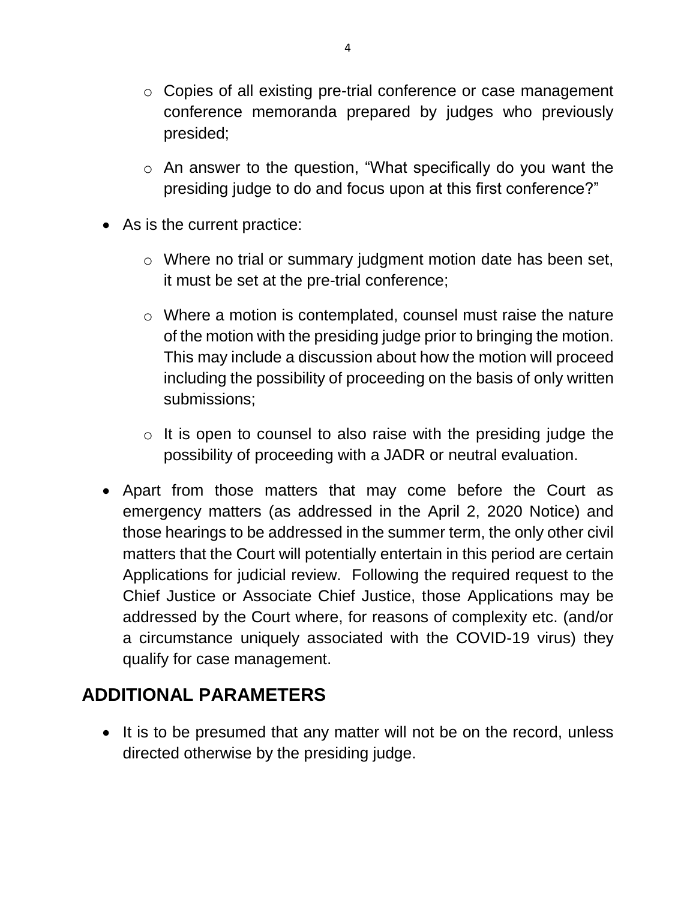- Copies of all existing pre-trial conference or case management conference memoranda prepared by judges who previously presided;
  - An answer to the question, “What specifically do you want the presiding judge to do and focus upon at this first conference?”

- As is the current practice:
  - Where no trial or summary judgment motion date has been set, it must be set at the pre-trial conference;
  - Where a motion is contemplated, counsel must raise the nature of the motion with the presiding judge prior to bringing the motion. This may include a discussion about how the motion will proceed including the possibility of proceeding on the basis of only written submissions;
  - It is open to counsel to also raise with the presiding judge the possibility of proceeding with a JADR or neutral evaluation.

- Apart from those matters that may come before the Court as emergency matters (as addressed in the April 2, 2020 Notice) and those hearings to be addressed in the summer term, the only other civil matters that the Court will potentially entertain in this period are certain Applications for judicial review. Following the required request to the Chief Justice or Associate Chief Justice, those Applications may be addressed by the Court where, for reasons of complexity etc. (and/or a circumstance uniquely associated with the COVID-19 virus) they qualify for case management.

## ADDITIONAL PARAMETERS

- It is to be presumed that any matter will not be on the record, unless directed otherwise by the presiding judge.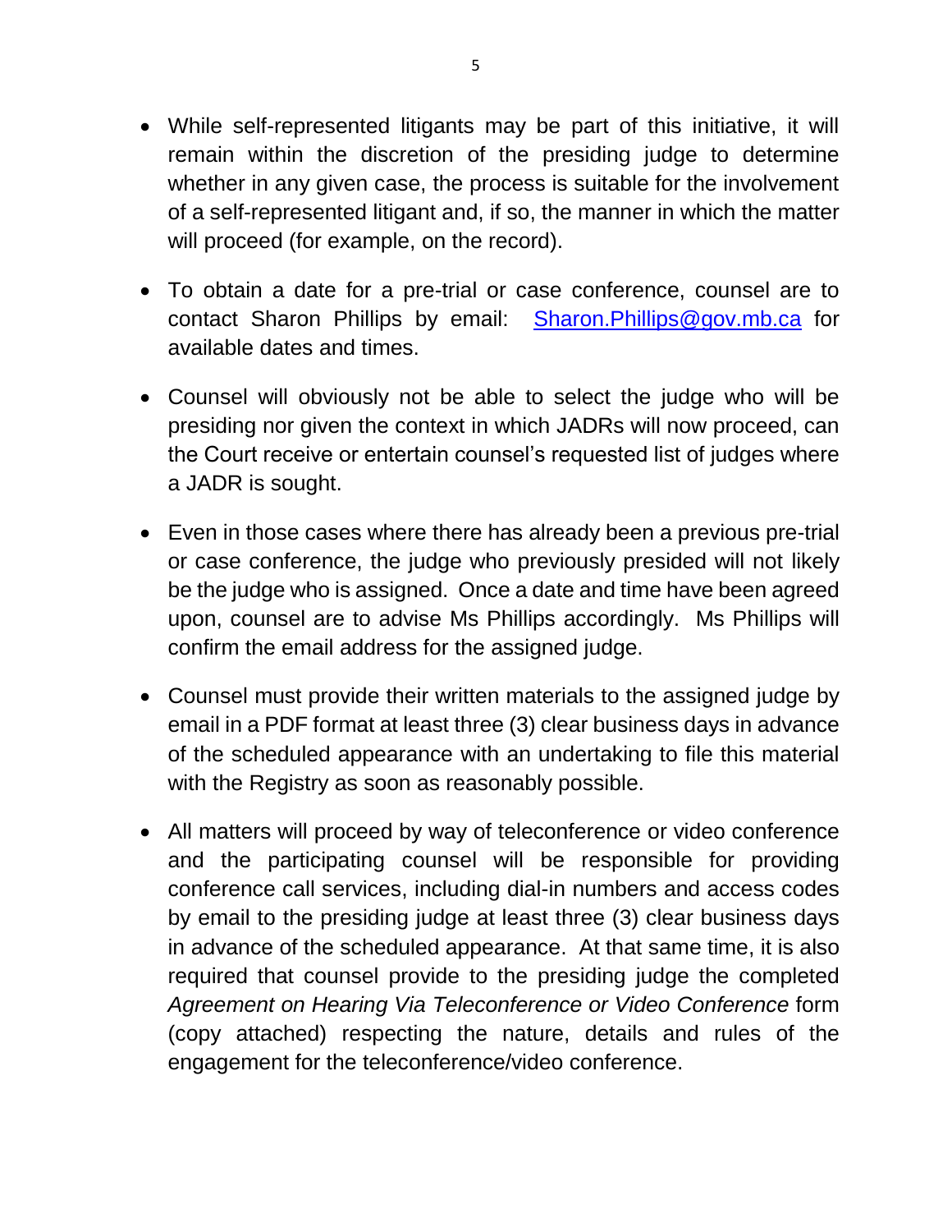- While self-represented litigants may be part of this initiative, it will remain within the discretion of the presiding judge to determine whether in any given case, the process is suitable for the involvement of a self-represented litigant and, if so, the manner in which the matter will proceed (for example, on the record).

- To obtain a date for a pre-trial or case conference, counsel are to contact Sharon Phillips by email: [Sharon.Phillips@gov.mb.ca](mailto:Sharon.Phillips@gov.mb.ca) for available dates and times.

- Counsel will obviously not be able to select the judge who will be presiding nor given the context in which JADRs will now proceed, can the Court receive or entertain counsel's requested list of judges where a JADR is sought.

- Even in those cases where there has already been a previous pre-trial or case conference, the judge who previously presided will not likely be the judge who is assigned. Once a date and time have been agreed upon, counsel are to advise Ms Phillips accordingly. Ms Phillips will confirm the email address for the assigned judge.

- Counsel must provide their written materials to the assigned judge by email in a PDF format at least three (3) clear business days in advance of the scheduled appearance with an undertaking to file this material with the Registry as soon as reasonably possible.

- All matters will proceed by way of teleconference or video conference and the participating counsel will be responsible for providing conference call services, including dial-in numbers and access codes by email to the presiding judge at least three (3) clear business days in advance of the scheduled appearance. At that same time, it is also required that counsel provide to the presiding judge the completed *Agreement on Hearing Via Teleconference or Video Conference* form (copy attached) respecting the nature, details and rules of the engagement for the teleconference/video conference.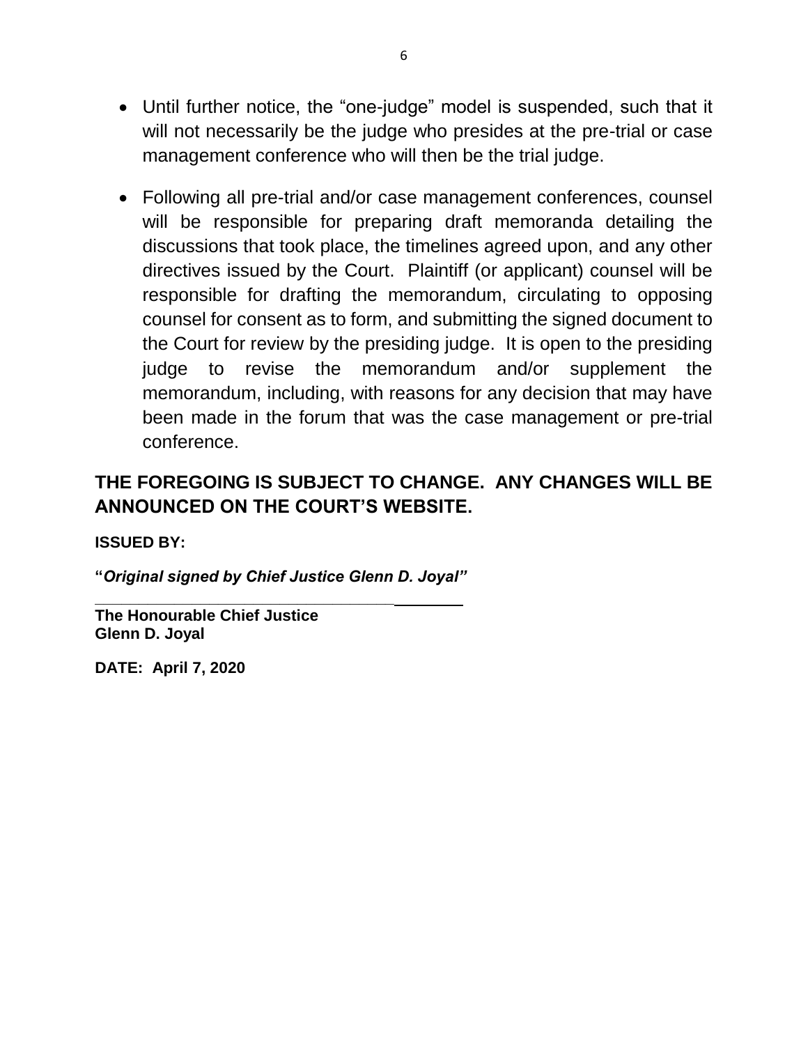- Until further notice, the "one-judge" model is suspended, such that it will not necessarily be the judge who presides at the pre-trial or case management conference who will then be the trial judge.

- Following all pre-trial and/or case management conferences, counsel will be responsible for preparing draft memoranda detailing the discussions that took place, the timelines agreed upon, and any other directives issued by the Court. Plaintiff (or applicant) counsel will be responsible for drafting the memorandum, circulating to opposing counsel for consent as to form, and submitting the signed document to the Court for review by the presiding judge. It is open to the presiding judge to revise the memorandum and/or supplement the memorandum, including, with reasons for any decision that may have been made in the forum that was the case management or pre-trial conference.

**THE FOREGOING IS SUBJECT TO CHANGE. ANY CHANGES WILL BE ANNOUNCED ON THE COURT'S WEBSITE.**

**ISSUED BY:**

**"*Original signed by Chief Justice Glenn D. Joyal*"**

**The Honourable Chief Justice**
**Glenn D. Joyal**

**DATE: April 7, 2020**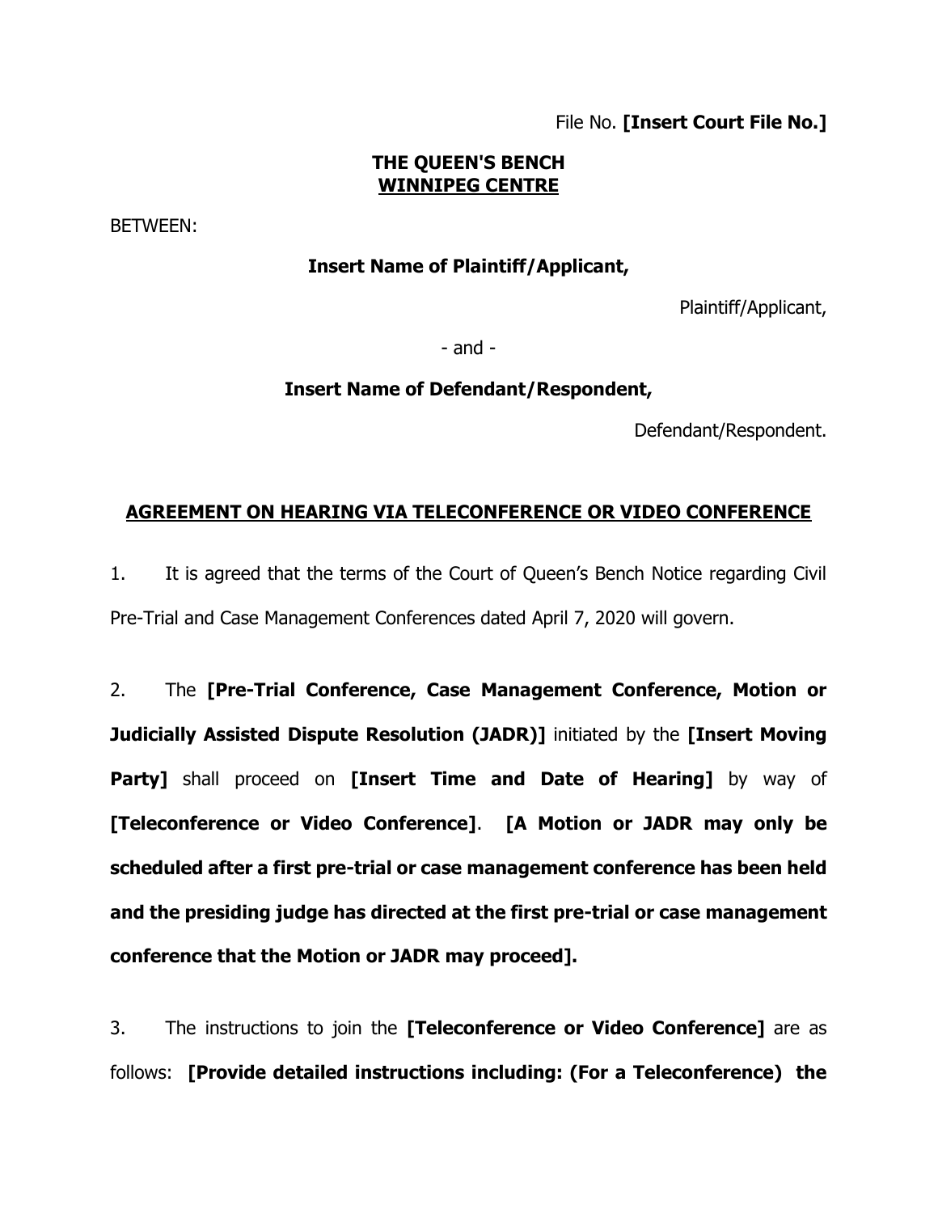File No. **[Insert Court File No.]**

**THE QUEEN'S BENCH**
**WINNIPEG CENTRE**

BETWEEN:

**Insert Name of Plaintiff/Applicant,**

Plaintiff/Applicant,

- and -

**Insert Name of Defendant/Respondent,**

Defendant/Respondent.

**AGREEMENT ON HEARING VIA TELECONFERENCE OR VIDEO CONFERENCE**

1. It is agreed that the terms of the Court of Queen's Bench Notice regarding Civil Pre-Trial and Case Management Conferences dated April 7, 2020 will govern.

2. The **[Pre-Trial Conference, Case Management Conference, Motion or Judicially Assisted Dispute Resolution (JADR)]** initiated by the **[Insert Moving Party]** shall proceed on **[Insert Time and Date of Hearing]** by way of **[Teleconference or Video Conference]**. **[A Motion or JADR may only be scheduled after a first pre-trial or case management conference has been held and the presiding judge has directed at the first pre-trial or case management conference that the Motion or JADR may proceed].**

3. The instructions to join the **[Teleconference or Video Conference]** are as follows: **[Provide detailed instructions including: (For a Teleconference) the**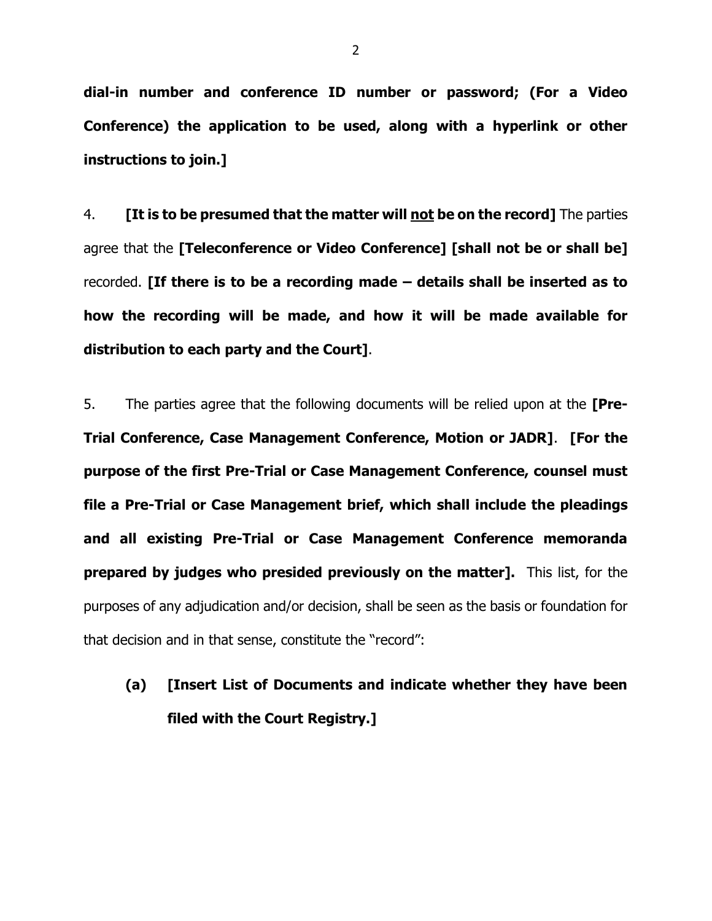**dial-in number and conference ID number or password; (For a Video Conference) the application to be used, along with a hyperlink or other instructions to join.]**

4. **[It is to be presumed that the matter will <u>not</u> be on the record]** The parties agree that the **[Teleconference or Video Conference] [shall not be or shall be]** recorded. **[If there is to be a recording made – details shall be inserted as to how the recording will be made, and how it will be made available for distribution to each party and the Court]**.

5. The parties agree that the following documents will be relied upon at the **[Pre-Trial Conference, Case Management Conference, Motion or JADR]**. **[For the purpose of the first Pre-Trial or Case Management Conference, counsel must file a Pre-Trial or Case Management brief, which shall include the pleadings and all existing Pre-Trial or Case Management Conference memoranda prepared by judges who presided previously on the matter].** This list, for the purposes of any adjudication and/or decision, shall be seen as the basis or foundation for that decision and in that sense, constitute the "record":

  **(a) [Insert List of Documents and indicate whether they have been filed with the Court Registry.]**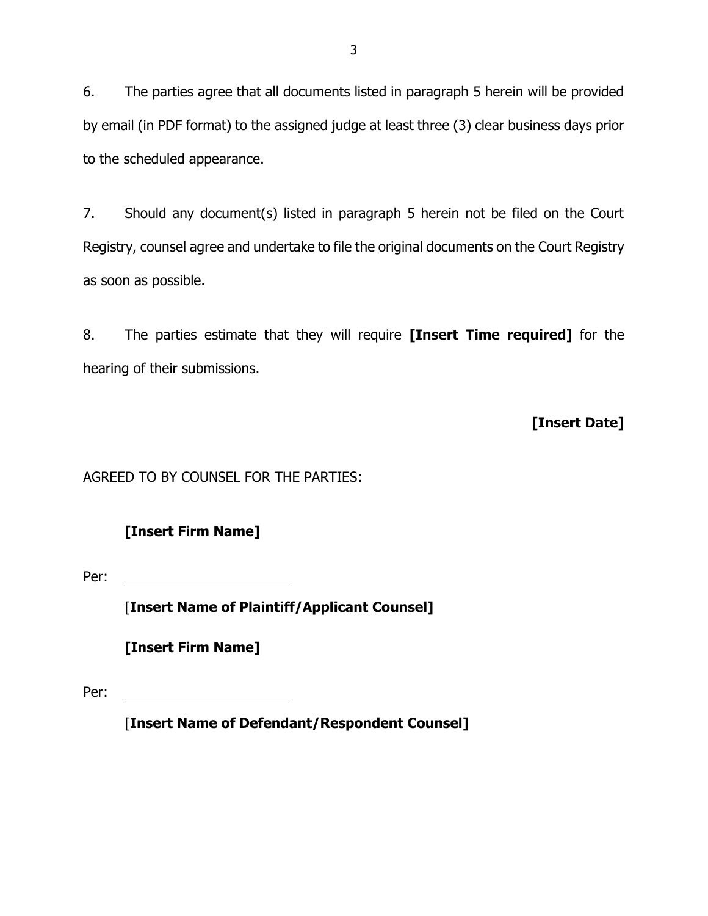6. The parties agree that all documents listed in paragraph 5 herein will be provided by email (in PDF format) to the assigned judge at least three (3) clear business days prior to the scheduled appearance.

7. Should any document(s) listed in paragraph 5 herein not be filed on the Court Registry, counsel agree and undertake to file the original documents on the Court Registry as soon as possible.

8. The parties estimate that they will require **[Insert Time required]** for the hearing of their submissions.

**[Insert Date]**

AGREED TO BY COUNSEL FOR THE PARTIES:

**[Insert Firm Name]**

Per: ______________________

[**Insert Name of Plaintiff/Applicant Counsel]**

**[Insert Firm Name]**

Per: ______________________

[**Insert Name of Defendant/Respondent Counsel]**